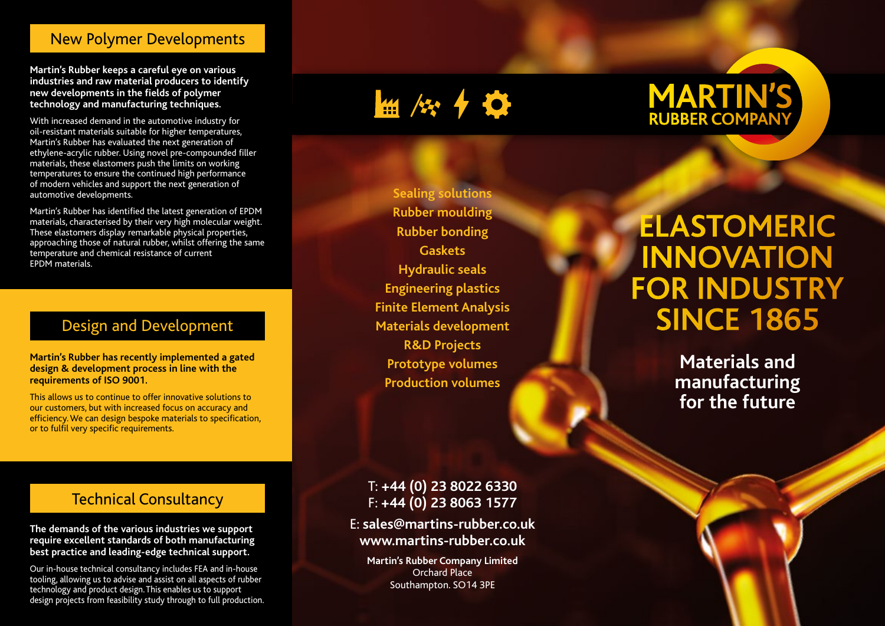## New Polymer Developments

**Martin's Rubber keeps a careful eye on various industries and raw material producers to identify new developments in the fields of polymer technology and manufacturing techniques.**

With increased demand in the automotive industry for oil-resistant materials suitable for higher temperatures, Martin's Rubber has evaluated the next generation of ethylene-acrylic rubber. Using novel pre-compounded filler materials, these elastomers push the limits on working temperatures to ensure the continued high performance of modern vehicles and support the next generation of automotive developments.

Martin's Rubber has identified the latest generation of EPDM materials, characterised by their very high molecular weight. These elastomers display remarkable physical properties, approaching those of natural rubber, whilst offering the same temperature and chemical resistance of current EPDM materials.

## Design and Development

**Martin's Rubber has recently implemented a gated design & development process in line with the requirements of ISO 9001.**

This allows us to continue to offer innovative solutions to our customers, but with increased focus on accuracy and efficiency. We can design bespoke materials to specification, or to fulfil very specific requirements.

## Technical Consultancy

**The demands of the various industries we support require excellent standards of both manufacturing best practice and leading-edge technical support.**

Our in-house technical consultancy includes FEA and in-house tooling, allowing us to advise and assist on all aspects of rubber technology and product design. This enables us to support design projects from feasibility study through to full production.

Sealing solutions
Rubber moulding
Rubber bonding
Gaskets
Hydraulic seals
Engineering plastics
Finite Element Analysis
Materials development
R&D Projects
Prototype volumes
Production volumes

T: **+44 (0) 23 8022 6330**
F: **+44 (0) 23 8063 1577**

E: **sales@martins-rubber.co.uk**
**www.martins-rubber.co.uk**

**Martin's Rubber Company Limited**
Orchard Place
Southampton. SO14 3PE

**MARTIN'S RUBBER COMPANY**

# ELASTOMERIC INNOVATION FOR INDUSTRY SINCE 1865

**Materials and manufacturing for the future**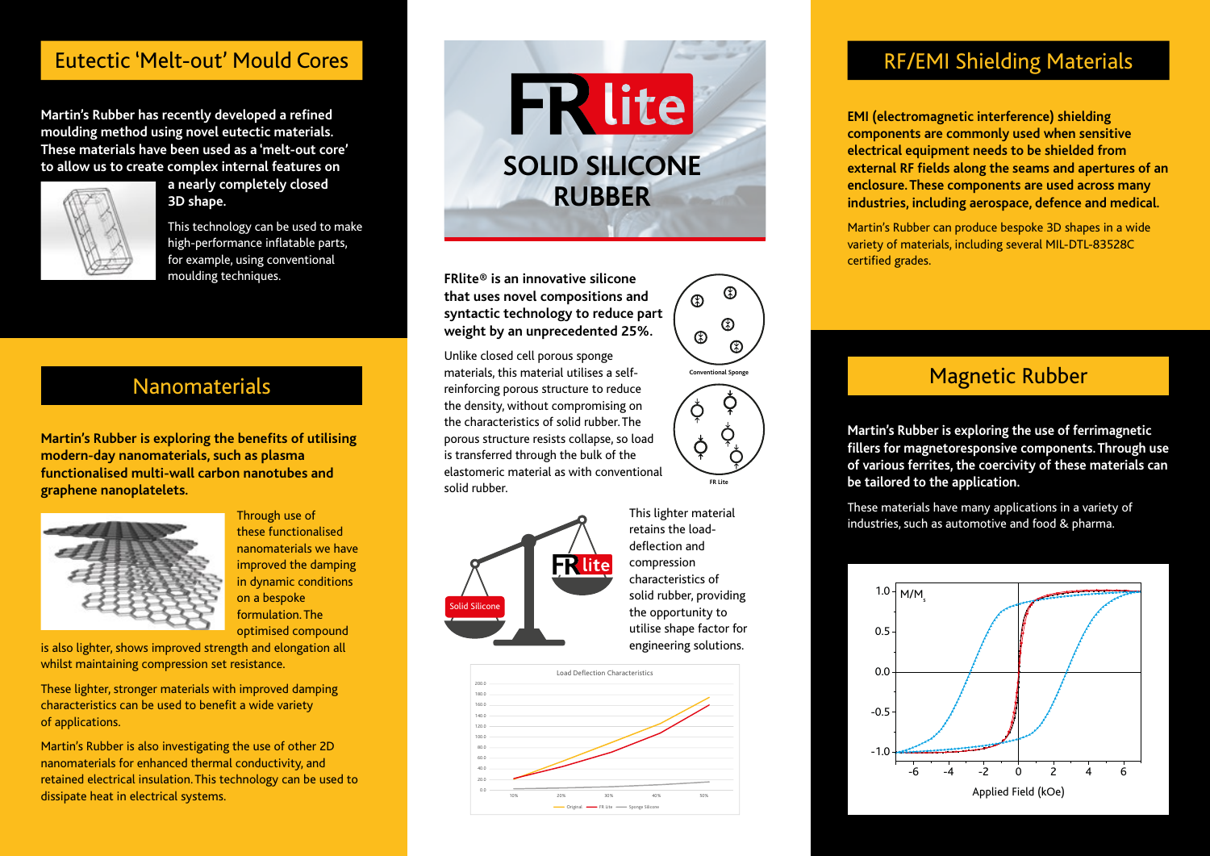## Eutectic 'Melt-out' Mould Cores

**Martin's Rubber has recently developed a refined moulding method using novel eutectic materials. These materials have been used as a 'melt-out core' to allow us to create complex internal features on a nearly completely closed 3D shape.**

This technology can be used to make high-performance inflatable parts, for example, using conventional moulding techniques.

## Nanomaterials

**Martin's Rubber is exploring the benefits of utilising modern-day nanomaterials, such as plasma functionalised multi-wall carbon nanotubes and graphene nanoplatelets.**

Through use of these functionalised nanomaterials we have improved the damping in dynamic conditions on a bespoke formulation. The optimised compound is also lighter, shows improved strength and elongation all whilst maintaining compression set resistance.

These lighter, stronger materials with improved damping characteristics can be used to benefit a wide variety of applications.

Martin's Rubber is also investigating the use of other 2D nanomaterials for enhanced thermal conductivity, and retained electrical insulation. This technology can be used to dissipate heat in electrical systems.

## FR lite

## SOLID SILICONE RUBBER

**FRlite® is an innovative silicone that uses novel compositions and syntactic technology to reduce part weight by an unprecedented 25%.**

Unlike closed cell porous sponge materials, this material utilises a self-reinforcing porous structure to reduce the density, without compromising on the characteristics of solid rubber. The porous structure resists collapse, so load is transferred through the bulk of the elastomeric material as with conventional solid rubber.

Conventional Sponge

FR Lite

Solid Silicone

FR lite

This lighter material retains the load-deflection and compression characteristics of solid rubber, providing the opportunity to utilise shape factor for engineering solutions.

Load Deflection Characteristics

200.0
180.0
160.0
140.0
120.0
100.0
80.0
60.0
40.0
20.0
0.0

10%
20%
30%
40%
50%

Original
FR Lite
Sponge Silicone

## RF/EMI Shielding Materials

**EMI (electromagnetic interference) shielding components are commonly used when sensitive electrical equipment needs to be shielded from external RF fields along the seams and apertures of an enclosure. These components are used across many industries, including aerospace, defence and medical.**

Martin's Rubber can produce bespoke 3D shapes in a wide variety of materials, including several MIL-DTL-83528C certified grades.

## Magnetic Rubber

**Martin's Rubber is exploring the use of ferrimagnetic fillers for magnetoresponsive components. Through use of various ferrites, the coercivity of these materials can be tailored to the application.**

These materials have many applications in a variety of industries, such as automotive and food & pharma.

$M/M_s$

1.0
0.5
0.0
-0.5
-1.0

-6
-4
-2
0
2
4
6

Applied Field (kOe)